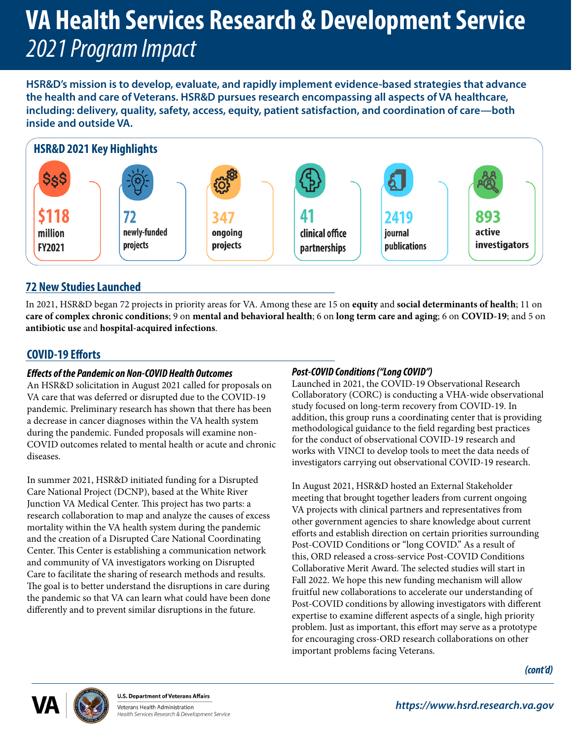# VA Health Services Research & Development Service

## *2021 Program Impact*

**HSR&D's mission is to develop, evaluate, and rapidly implement evidence-based strategies that advance the health and care of Veterans. HSR&D pursues research encompassing all aspects of VA healthcare, including: delivery, quality, safety, access, equity, patient satisfaction, and coordination of care—both inside and outside VA.**

### HSR&D 2021 Key Highlights

- **$118** million FY2021
- **72** newly-funded projects
- **347** ongoing projects
- **41** clinical office partnerships
- **2419** journal publications
- **893** active investigators

## 72 New Studies Launched

In 2021, HSR&D began 72 projects in priority areas for VA. Among these are 15 on **equity** and **social determinants of health**; 11 on **care of complex chronic conditions**; 9 on **mental and behavioral health**; 6 on **long term care and aging**; 6 on **COVID-19**; and 5 on **antibiotic use** and **hospital-acquired infections**.

## COVID-19 Efforts

### *Effects of the Pandemic on Non-COVID Health Outcomes*

An HSR&D solicitation in August 2021 called for proposals on VA care that was deferred or disrupted due to the COVID-19 pandemic. Preliminary research has shown that there has been a decrease in cancer diagnoses within the VA health system during the pandemic. Funded proposals will examine non-COVID outcomes related to mental health or acute and chronic diseases.

In summer 2021, HSR&D initiated funding for a Disrupted Care National Project (DCNP), based at the White River Junction VA Medical Center. This project has two parts: a research collaboration to map and analyze the causes of excess mortality within the VA health system during the pandemic and the creation of a Disrupted Care National Coordinating Center. This Center is establishing a communication network and community of VA investigators working on Disrupted Care to facilitate the sharing of research methods and results. The goal is to better understand the disruptions in care during the pandemic so that VA can learn what could have been done differently and to prevent similar disruptions in the future.

### *Post-COVID Conditions ("Long COVID")*

Launched in 2021, the COVID-19 Observational Research Collaboratory (CORC) is conducting a VHA-wide observational study focused on long-term recovery from COVID-19. In addition, this group runs a coordinating center that is providing methodological guidance to the field regarding best practices for the conduct of observational COVID-19 research and works with VINCI to develop tools to meet the data needs of investigators carrying out observational COVID-19 research.

In August 2021, HSR&D hosted an External Stakeholder meeting that brought together leaders from current ongoing VA projects with clinical partners and representatives from other government agencies to share knowledge about current efforts and establish direction on certain priorities surrounding Post-COVID Conditions or "long COVID." As a result of this, ORD released a cross-service Post-COVID Conditions Collaborative Merit Award. The selected studies will start in Fall 2022. We hope this new funding mechanism will allow fruitful new collaborations to accelerate our understanding of Post-COVID conditions by allowing investigators with different expertise to examine different aspects of a single, high priority problem. Just as important, this effort may serve as a prototype for encouraging cross-ORD research collaborations on other important problems facing Veterans.

***(cont'd)***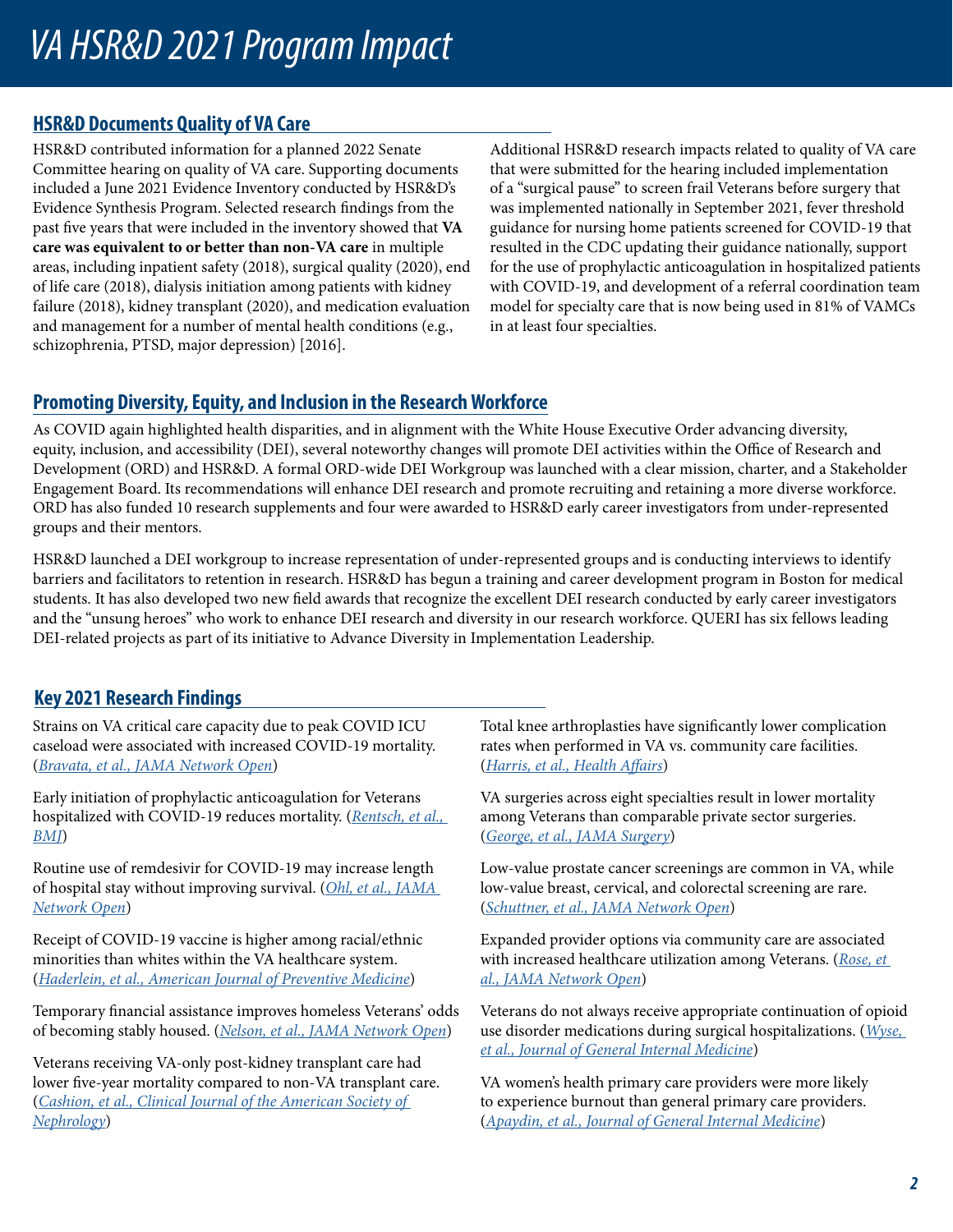# VA HSR&D 2021 Program Impact

## HSR&D Documents Quality of VA Care

HSR&D contributed information for a planned 2022 Senate Committee hearing on quality of VA care. Supporting documents included a June 2021 Evidence Inventory conducted by HSR&D's Evidence Synthesis Program. Selected research findings from the past five years that were included in the inventory showed that **VA care was equivalent to or better than non-VA care** in multiple areas, including inpatient safety (2018), surgical quality (2020), end of life care (2018), dialysis initiation among patients with kidney failure (2018), kidney transplant (2020), and medication evaluation and management for a number of mental health conditions (e.g., schizophrenia, PTSD, major depression) [2016].

Additional HSR&D research impacts related to quality of VA care that were submitted for the hearing included implementation of a "surgical pause" to screen frail Veterans before surgery that was implemented nationally in September 2021, fever threshold guidance for nursing home patients screened for COVID-19 that resulted in the CDC updating their guidance nationally, support for the use of prophylactic anticoagulation in hospitalized patients with COVID-19, and development of a referral coordination team model for specialty care that is now being used in 81% of VAMCs in at least four specialties.

## Promoting Diversity, Equity, and Inclusion in the Research Workforce

As COVID again highlighted health disparities, and in alignment with the White House Executive Order advancing diversity, equity, inclusion, and accessibility (DEI), several noteworthy changes will promote DEI activities within the Office of Research and Development (ORD) and HSR&D. A formal ORD-wide DEI Workgroup was launched with a clear mission, charter, and a Stakeholder Engagement Board. Its recommendations will enhance DEI research and promote recruiting and retaining a more diverse workforce. ORD has also funded 10 research supplements and four were awarded to HSR&D early career investigators from under-represented groups and their mentors.

HSR&D launched a DEI workgroup to increase representation of under-represented groups and is conducting interviews to identify barriers and facilitators to retention in research. HSR&D has begun a training and career development program in Boston for medical students. It has also developed two new field awards that recognize the excellent DEI research conducted by early career investigators and the "unsung heroes" who work to enhance DEI research and diversity in our research workforce. QUERI has six fellows leading DEI-related projects as part of its initiative to Advance Diversity in Implementation Leadership.

## Key 2021 Research Findings

Strains on VA critical care capacity due to peak COVID ICU caseload were associated with increased COVID-19 mortality. (*Bravata, et al., JAMA Network Open*)

Early initiation of prophylactic anticoagulation for Veterans hospitalized with COVID-19 reduces mortality. (*Rentsch, et al., BMJ*)

Routine use of remdesivir for COVID-19 may increase length of hospital stay without improving survival. (*Ohl, et al., JAMA Network Open*)

Receipt of COVID-19 vaccine is higher among racial/ethnic minorities than whites within the VA healthcare system. (*Haderlein, et al., American Journal of Preventive Medicine*)

Temporary financial assistance improves homeless Veterans' odds of becoming stably housed. (*Nelson, et al., JAMA Network Open*)

Veterans receiving VA-only post-kidney transplant care had lower five-year mortality compared to non-VA transplant care. (*Cashion, et al., Clinical Journal of the American Society of Nephrology*)

Total knee arthroplasties have significantly lower complication rates when performed in VA vs. community care facilities. (*Harris, et al., Health Affairs*)

VA surgeries across eight specialties result in lower mortality among Veterans than comparable private sector surgeries. (*George, et al., JAMA Surgery*)

Low-value prostate cancer screenings are common in VA, while low-value breast, cervical, and colorectal screening are rare. (*Schuttner, et al., JAMA Network Open*)

Expanded provider options via community care are associated with increased healthcare utilization among Veterans. (*Rose, et al., JAMA Network Open*)

Veterans do not always receive appropriate continuation of opioid use disorder medications during surgical hospitalizations. (*Wyse, et al., Journal of General Internal Medicine*)

VA women's health primary care providers were more likely to experience burnout than general primary care providers. (*Apaydin, et al., Journal of General Internal Medicine*)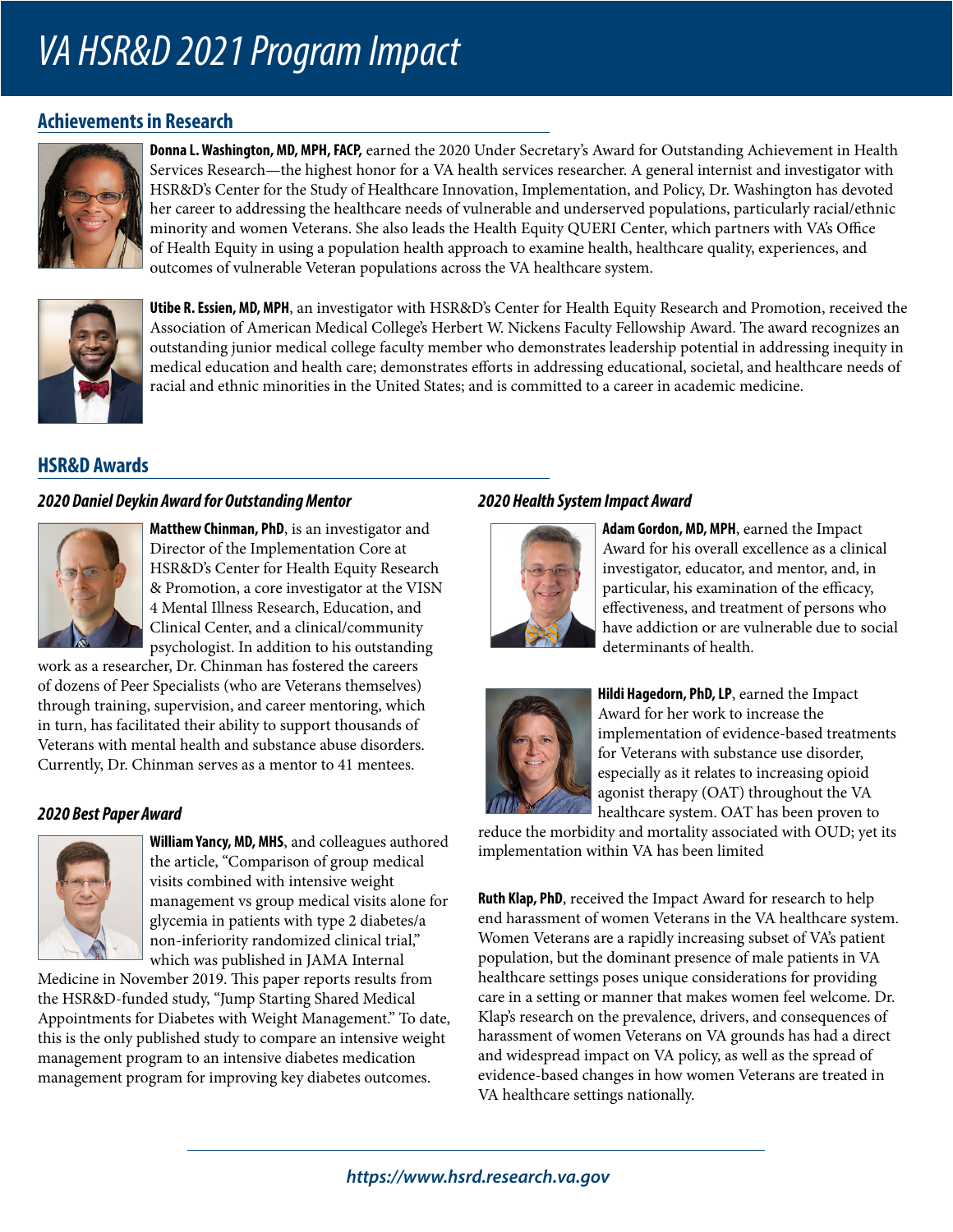# VA HSR&D 2021 Program Impact

## Achievements in Research

**Donna L. Washington, MD, MPH, FACP,** earned the 2020 Under Secretary's Award for Outstanding Achievement in Health Services Research—the highest honor for a VA health services researcher. A general internist and investigator with HSR&D's Center for the Study of Healthcare Innovation, Implementation, and Policy, Dr. Washington has devoted her career to addressing the healthcare needs of vulnerable and underserved populations, particularly racial/ethnic minority and women Veterans. She also leads the Health Equity QUERI Center, which partners with VA's Office of Health Equity in using a population health approach to examine health, healthcare quality, experiences, and outcomes of vulnerable Veteran populations across the VA healthcare system.

**Utibe R. Essien, MD, MPH**, an investigator with HSR&D's Center for Health Equity Research and Promotion, received the Association of American Medical College's Herbert W. Nickens Faculty Fellowship Award. The award recognizes an outstanding junior medical college faculty member who demonstrates leadership potential in addressing inequity in medical education and health care; demonstrates efforts in addressing educational, societal, and healthcare needs of racial and ethnic minorities in the United States; and is committed to a career in academic medicine.

## HSR&D Awards

### *2020 Daniel Deykin Award for Outstanding Mentor*

**Matthew Chinman, PhD**, is an investigator and Director of the Implementation Core at HSR&D's Center for Health Equity Research & Promotion, a core investigator at the VISN 4 Mental Illness Research, Education, and Clinical Center, and a clinical/community psychologist. In addition to his outstanding work as a researcher, Dr. Chinman has fostered the careers of dozens of Peer Specialists (who are Veterans themselves) through training, supervision, and career mentoring, which in turn, has facilitated their ability to support thousands of Veterans with mental health and substance abuse disorders. Currently, Dr. Chinman serves as a mentor to 41 mentees.

### *2020 Best Paper Award*

**William Yancy, MD, MHS**, and colleagues authored the article, "Comparison of group medical visits combined with intensive weight management vs group medical visits alone for glycemia in patients with type 2 diabetes/a non-inferiority randomized clinical trial," which was published in JAMA Internal Medicine in November 2019. This paper reports results from the HSR&D-funded study, "Jump Starting Shared Medical Appointments for Diabetes with Weight Management." To date, this is the only published study to compare an intensive weight management program to an intensive diabetes medication management program for improving key diabetes outcomes.

### *2020 Health System Impact Award*

**Adam Gordon, MD, MPH**, earned the Impact Award for his overall excellence as a clinical investigator, educator, and mentor, and, in particular, his examination of the efficacy, effectiveness, and treatment of persons who have addiction or are vulnerable due to social determinants of health.

**Hildi Hagedorn, PhD, LP**, earned the Impact Award for her work to increase the implementation of evidence-based treatments for Veterans with substance use disorder, especially as it relates to increasing opioid agonist therapy (OAT) throughout the VA healthcare system. OAT has been proven to reduce the morbidity and mortality associated with OUD; yet its implementation within VA has been limited

**Ruth Klap, PhD**, received the Impact Award for research to help end harassment of women Veterans in the VA healthcare system. Women Veterans are a rapidly increasing subset of VA's patient population, but the dominant presence of male patients in VA healthcare settings poses unique considerations for providing care in a setting or manner that makes women feel welcome. Dr. Klap's research on the prevalence, drivers, and consequences of harassment of women Veterans on VA grounds has had a direct and widespread impact on VA policy, as well as the spread of evidence-based changes in how women Veterans are treated in VA healthcare settings nationally.

https://www.hsrd.research.va.gov